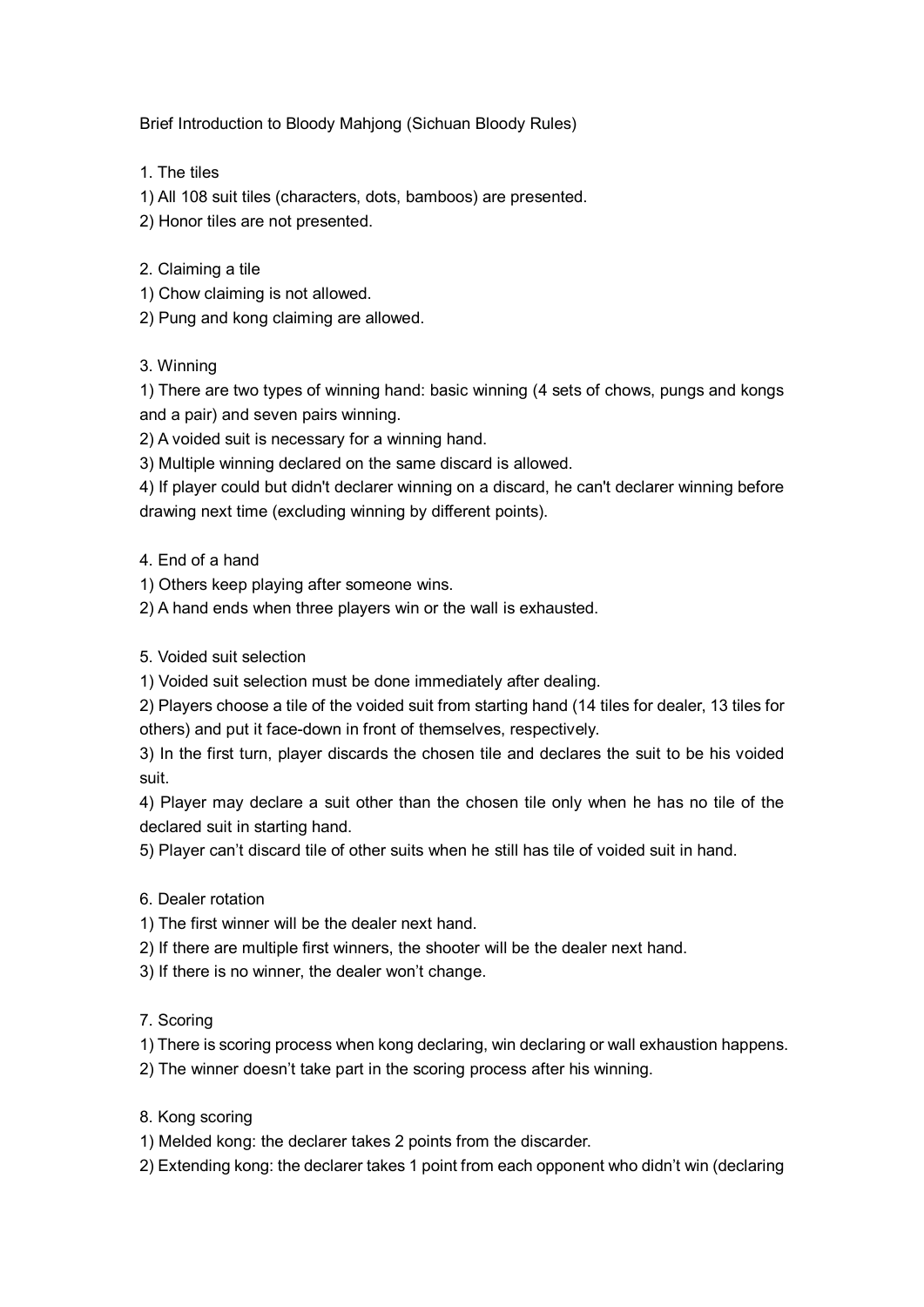# Brief Introduction to Bloody Mahjong (Sichuan Bloody Rules)

## 1. The tiles

1) All 108 suit tiles (characters, dots, bamboos) are presented.
2) Honor tiles are not presented.

## 2. Claiming a tile

1) Chow claiming is not allowed.
2) Pung and kong claiming are allowed.

## 3. Winning

1) There are two types of winning hand: basic winning (4 sets of chows, pungs and kongs and a pair) and seven pairs winning.
2) A voided suit is necessary for a winning hand.
3) Multiple winning declared on the same discard is allowed.
4) If player could but didn't declarer winning on a discard, he can't declarer winning before drawing next time (excluding winning by different points).

## 4. End of a hand

1) Others keep playing after someone wins.
2) A hand ends when three players win or the wall is exhausted.

## 5. Voided suit selection

1) Voided suit selection must be done immediately after dealing.
2) Players choose a tile of the voided suit from starting hand (14 tiles for dealer, 13 tiles for others) and put it face-down in front of themselves, respectively.
3) In the first turn, player discards the chosen tile and declares the suit to be his voided suit.
4) Player may declare a suit other than the chosen tile only when he has no tile of the declared suit in starting hand.
5) Player can't discard tile of other suits when he still has tile of voided suit in hand.

## 6. Dealer rotation

1) The first winner will be the dealer next hand.
2) If there are multiple first winners, the shooter will be the dealer next hand.
3) If there is no winner, the dealer won't change.

## 7. Scoring

1) There is scoring process when kong declaring, win declaring or wall exhaustion happens.
2) The winner doesn't take part in the scoring process after his winning.

## 8. Kong scoring

1) Melded kong: the declarer takes 2 points from the discarder.
2) Extending kong: the declarer takes 1 point from each opponent who didn't win (declaring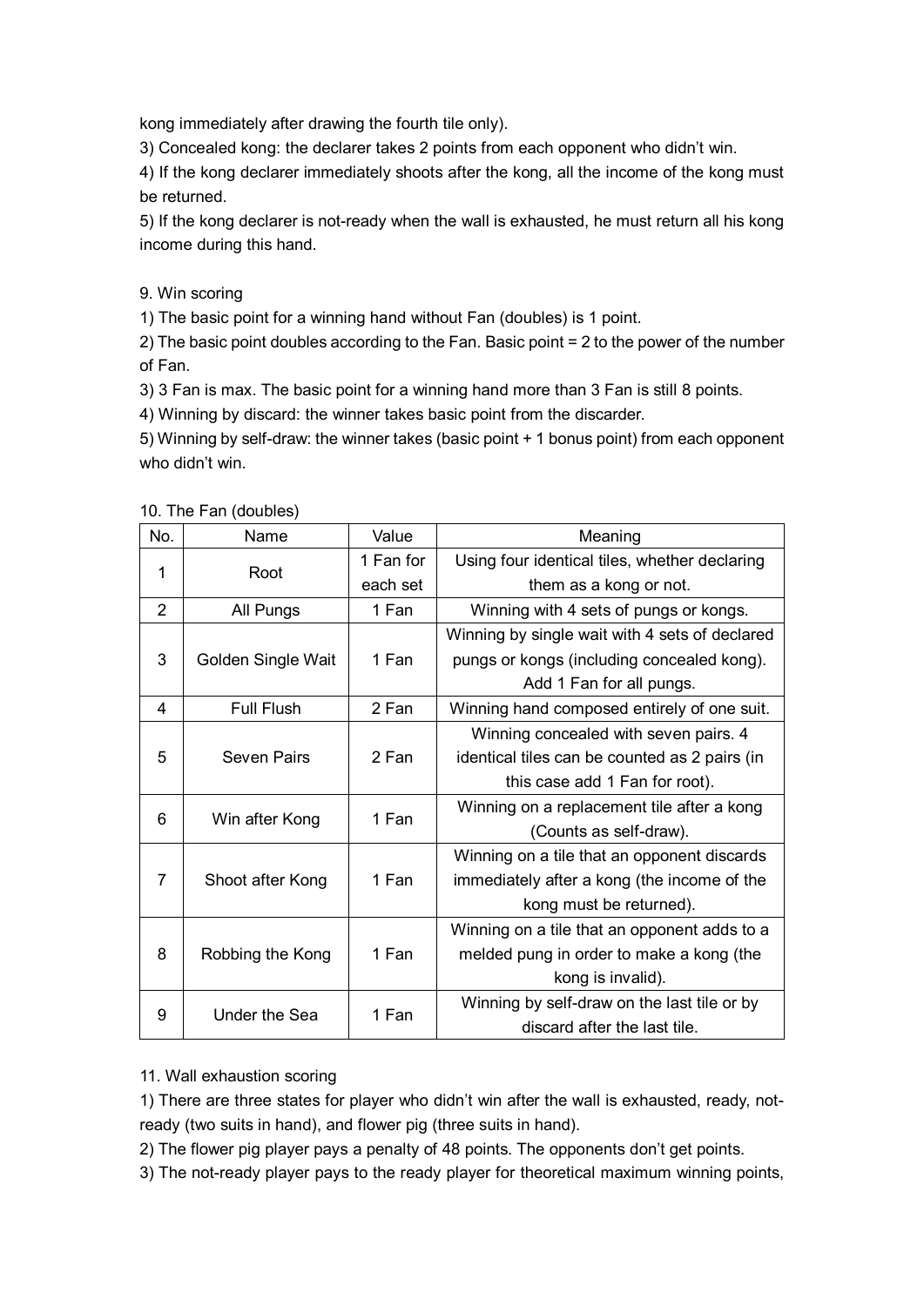kong immediately after drawing the fourth tile only).

3) Concealed kong: the declarer takes 2 points from each opponent who didn't win.

4) If the kong declarer immediately shoots after the kong, all the income of the kong must be returned.

5) If the kong declarer is not-ready when the wall is exhausted, he must return all his kong income during this hand.

9. Win scoring

1) The basic point for a winning hand without Fan (doubles) is 1 point.

2) The basic point doubles according to the Fan. Basic point = 2 to the power of the number of Fan.

3) 3 Fan is max. The basic point for a winning hand more than 3 Fan is still 8 points.

4) Winning by discard: the winner takes basic point from the discarder.

5) Winning by self-draw: the winner takes (basic point + 1 bonus point) from each opponent who didn't win.

10. The Fan (doubles)

| No. | Name | Value | Meaning |
|---|---|---|---|
| 1 | Root | 1 Fan for each set | Using four identical tiles, whether declaring them as a kong or not. |
| 2 | All Pungs | 1 Fan | Winning with 4 sets of pungs or kongs. |
| 3 | Golden Single Wait | 1 Fan | Winning by single wait with 4 sets of declared pungs or kongs (including concealed kong). Add 1 Fan for all pungs. |
| 4 | Full Flush | 2 Fan | Winning hand composed entirely of one suit. |
| 5 | Seven Pairs | 2 Fan | Winning concealed with seven pairs. 4 identical tiles can be counted as 2 pairs (in this case add 1 Fan for root). |
| 6 | Win after Kong | 1 Fan | Winning on a replacement tile after a kong (Counts as self-draw). |
| 7 | Shoot after Kong | 1 Fan | Winning on a tile that an opponent discards immediately after a kong (the income of the kong must be returned). |
| 8 | Robbing the Kong | 1 Fan | Winning on a tile that an opponent adds to a melded pung in order to make a kong (the kong is invalid). |
| 9 | Under the Sea | 1 Fan | Winning by self-draw on the last tile or by discard after the last tile. |

11. Wall exhaustion scoring

1) There are three states for player who didn't win after the wall is exhausted, ready, not-ready (two suits in hand), and flower pig (three suits in hand).

2) The flower pig player pays a penalty of 48 points. The opponents don't get points.

3) The not-ready player pays to the ready player for theoretical maximum winning points,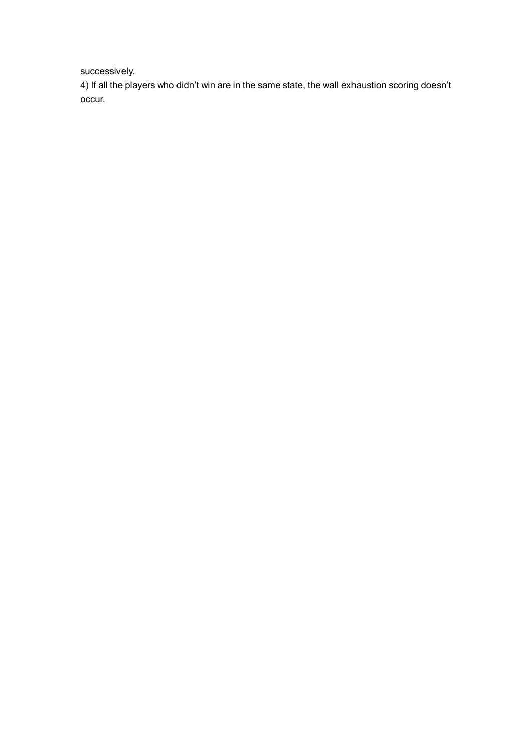successively.

4) If all the players who didn't win are in the same state, the wall exhaustion scoring doesn't occur.